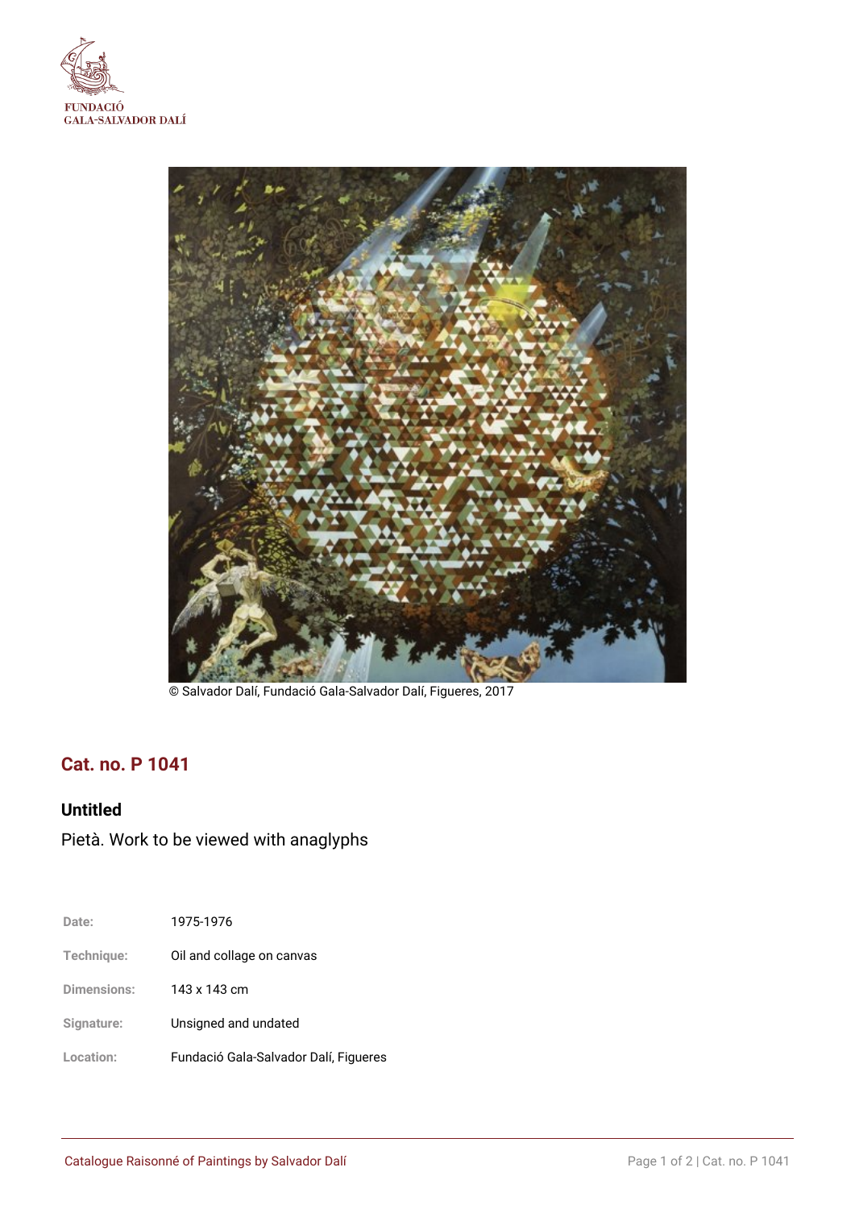FUNDACIÓ
GALA-SALVADOR DALÍ

© Salvador Dalí, Fundació Gala-Salvador Dalí, Figueres, 2017

## Cat. no. P 1041

### Untitled

Pietà. Work to be viewed with anaglyphs

| | |
|---|---|
| Date: | 1975-1976 |
| Technique: | Oil and collage on canvas |
| Dimensions: | 143 x 143 cm |
| Signature: | Unsigned and undated |
| Location: | Fundació Gala-Salvador Dalí, Figueres |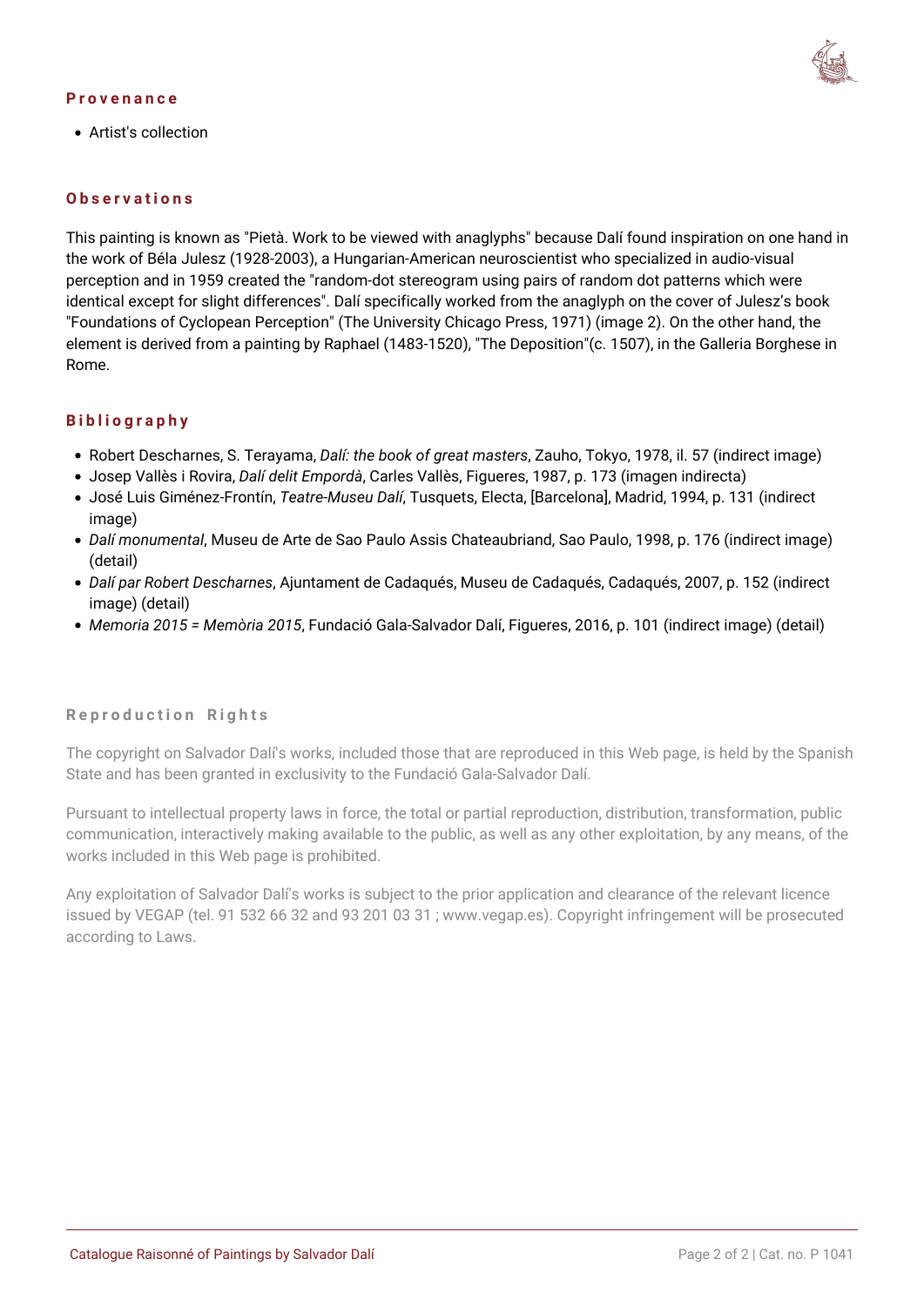## Provenance

- Artist's collection

## Observations

This painting is known as "Pietà. Work to be viewed with anaglyphs" because Dalí found inspiration on one hand in the work of Béla Julesz (1928-2003), a Hungarian-American neuroscientist who specialized in audio-visual perception and in 1959 created the "random-dot stereogram using pairs of random dot patterns which were identical except for slight differences". Dalí specifically worked from the anaglyph on the cover of Julesz's book "Foundations of Cyclopean Perception" (The University Chicago Press, 1971) (image 2). On the other hand, the element is derived from a painting by Raphael (1483-1520), "The Deposition"(c. 1507), in the Galleria Borghese in Rome.

## Bibliography

- Robert Descharnes, S. Terayama, *Dalí: the book of great masters*, Zauho, Tokyo, 1978, il. 57 (indirect image)
- Josep Vallès i Rovira, *Dalí delit Empordà*, Carles Vallès, Figueres, 1987, p. 173 (imagen indirecta)
- José Luis Giménez-Frontín, *Teatre-Museu Dalí*, Tusquets, Electa, [Barcelona], Madrid, 1994, p. 131 (indirect image)
- *Dalí monumental*, Museu de Arte de Sao Paulo Assis Chateaubriand, Sao Paulo, 1998, p. 176 (indirect image) (detail)
- *Dalí par Robert Descharnes*, Ajuntament de Cadaqués, Museu de Cadaqués, Cadaqués, 2007, p. 152 (indirect image) (detail)
- *Memoria 2015 = Memòria 2015*, Fundació Gala-Salvador Dalí, Figueres, 2016, p. 101 (indirect image) (detail)

## Reproduction Rights

The copyright on Salvador Dalí's works, included those that are reproduced in this Web page, is held by the Spanish State and has been granted in exclusivity to the Fundació Gala-Salvador Dalí.

Pursuant to intellectual property laws in force, the total or partial reproduction, distribution, transformation, public communication, interactively making available to the public, as well as any other exploitation, by any means, of the works included in this Web page is prohibited.

Any exploitation of Salvador Dalí's works is subject to the prior application and clearance of the relevant licence issued by VEGAP (tel. 91 532 66 32 and 93 201 03 31 ; www.vegap.es). Copyright infringement will be prosecuted according to Laws.